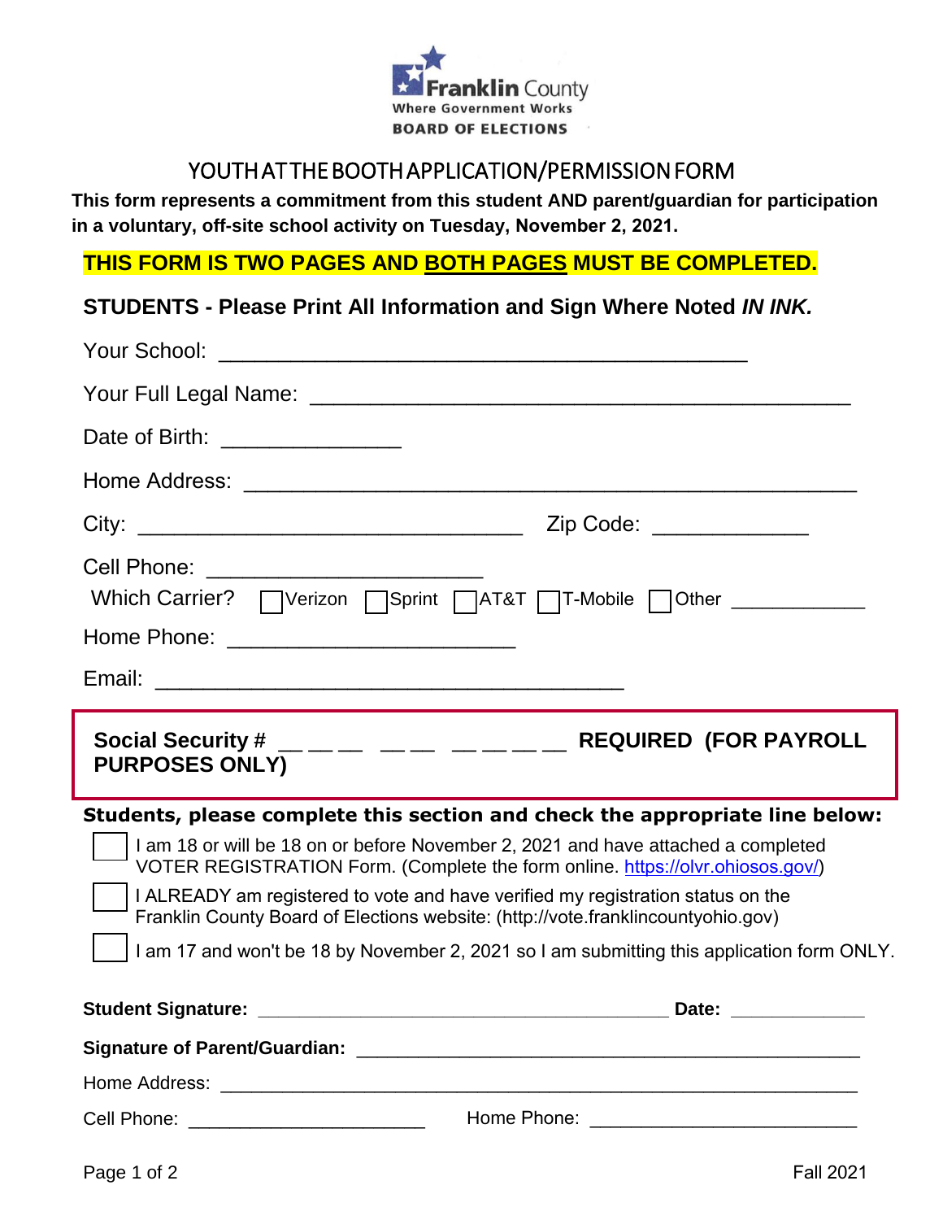Franklin County
Where Government Works
BOARD OF ELECTIONS

# YOUTH AT THE BOOTH APPLICATION/PERMISSION FORM

**This form represents a commitment from this student AND parent/guardian for participation in a voluntary, off-site school activity on Tuesday, November 2, 2021.**

**THIS FORM IS TWO PAGES AND BOTH PAGES MUST BE COMPLETED.**

**STUDENTS - Please Print All Information and Sign Where Noted *IN INK.***

Your School: ____________________________________________

Your Full Legal Name: ____________________________________________

Date of Birth: _______________

Home Address: ____________________________________________________

City: _________________________________ Zip Code: _____________

Cell Phone: _______________________

Which Carrier? ☐ Verizon ☐ Sprint ☐ AT&T ☐ T-Mobile ☐ Other ____________

Home Phone: ________________________

Email: _______________________________________

**Social Security # __ __ __ __ __ __ __ __ __ REQUIRED (FOR PAYROLL PURPOSES ONLY)**

**Students, please complete this section and check the appropriate line below:**

☐ I am 18 or will be 18 on or before November 2, 2021 and have attached a completed VOTER REGISTRATION Form. (Complete the form online. https://olvr.ohiosos.gov/)

☐ I ALREADY am registered to vote and have verified my registration status on the Franklin County Board of Elections website: (http://vote.franklincountyohio.gov)

☐ I am 17 and won't be 18 by November 2, 2021 so I am submitting this application form ONLY.

**Student Signature:** __________________________________________ **Date:** _____________

**Signature of Parent/Guardian:** ____________________________________________

Home Address: ________________________________________________________

Cell Phone: ______________________ Home Phone: _________________________

Fall 2021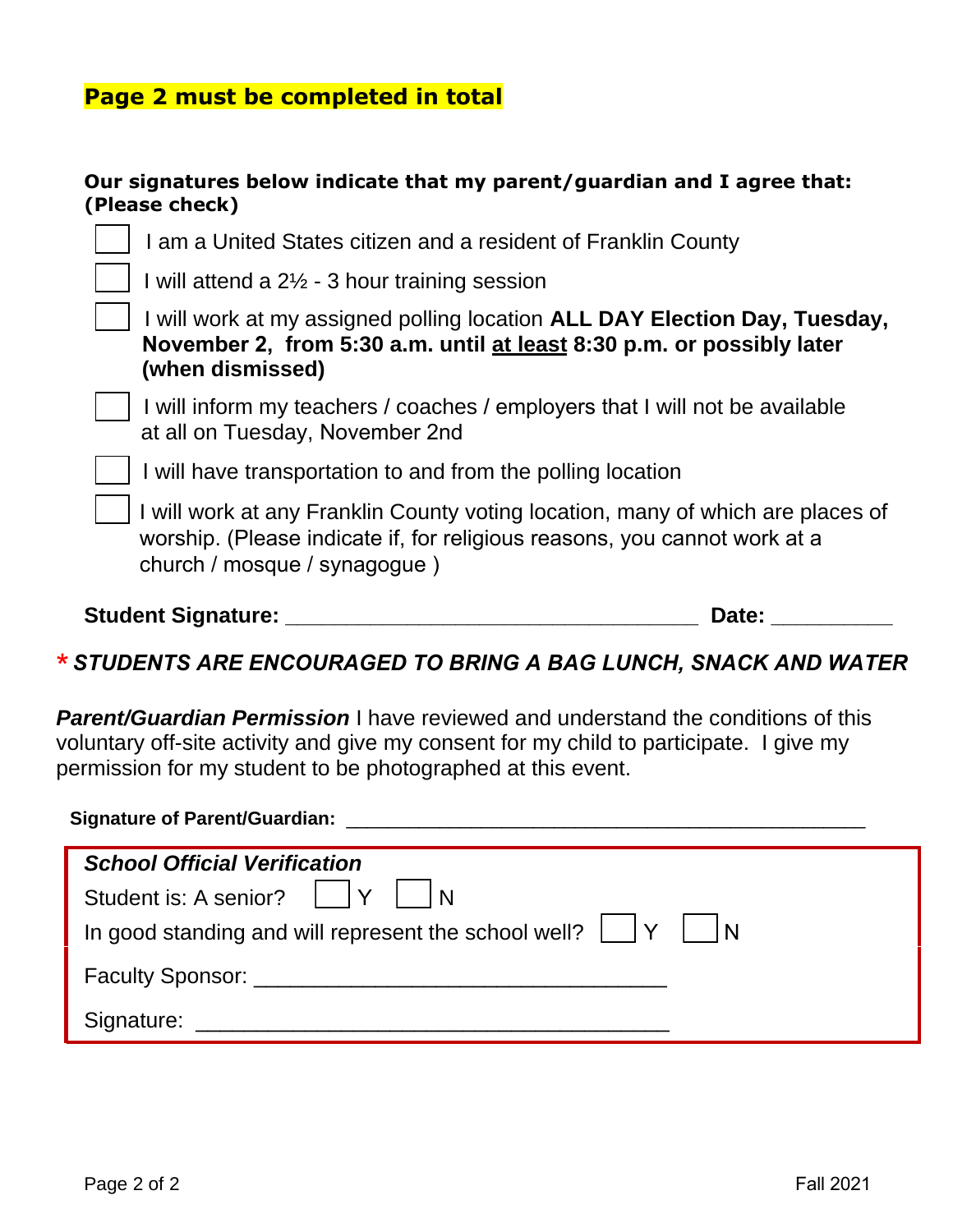**Page 2 must be completed in total**

**Our signatures below indicate that my parent/guardian and I agree that: (Please check)**

- ☐ I am a United States citizen and a resident of Franklin County
- ☐ I will attend a 2½ - 3 hour training session
- ☐ I will work at my assigned polling location **ALL DAY Election Day, Tuesday, November 2, from 5:30 a.m. until <u>at least</u> 8:30 p.m. or possibly later (when dismissed)**
- ☐ I will inform my teachers / coaches / employers that I will not be available at all on Tuesday, November 2nd
- ☐ I will have transportation to and from the polling location
- ☐ I will work at any Franklin County voting location, many of which are places of worship. (Please indicate if, for religious reasons, you cannot work at a church / mosque / synagogue )

**Student Signature:** ________________________________ **Date:** __________

*** *STUDENTS ARE ENCOURAGED TO BRING A BAG LUNCH, SNACK AND WATER***

***Parent/Guardian Permission*** I have reviewed and understand the conditions of this voluntary off-site activity and give my consent for my child to participate. I give my permission for my student to be photographed at this event.

**Signature of Parent/Guardian:** ____________________________________________

***School Official Verification***

Student is: A senior? ☐ Y ☐ N

In good standing and will represent the school well? ☐ Y ☐ N

Faculty Sponsor: ________________________________

Signature: _____________________________________

Fall 2021